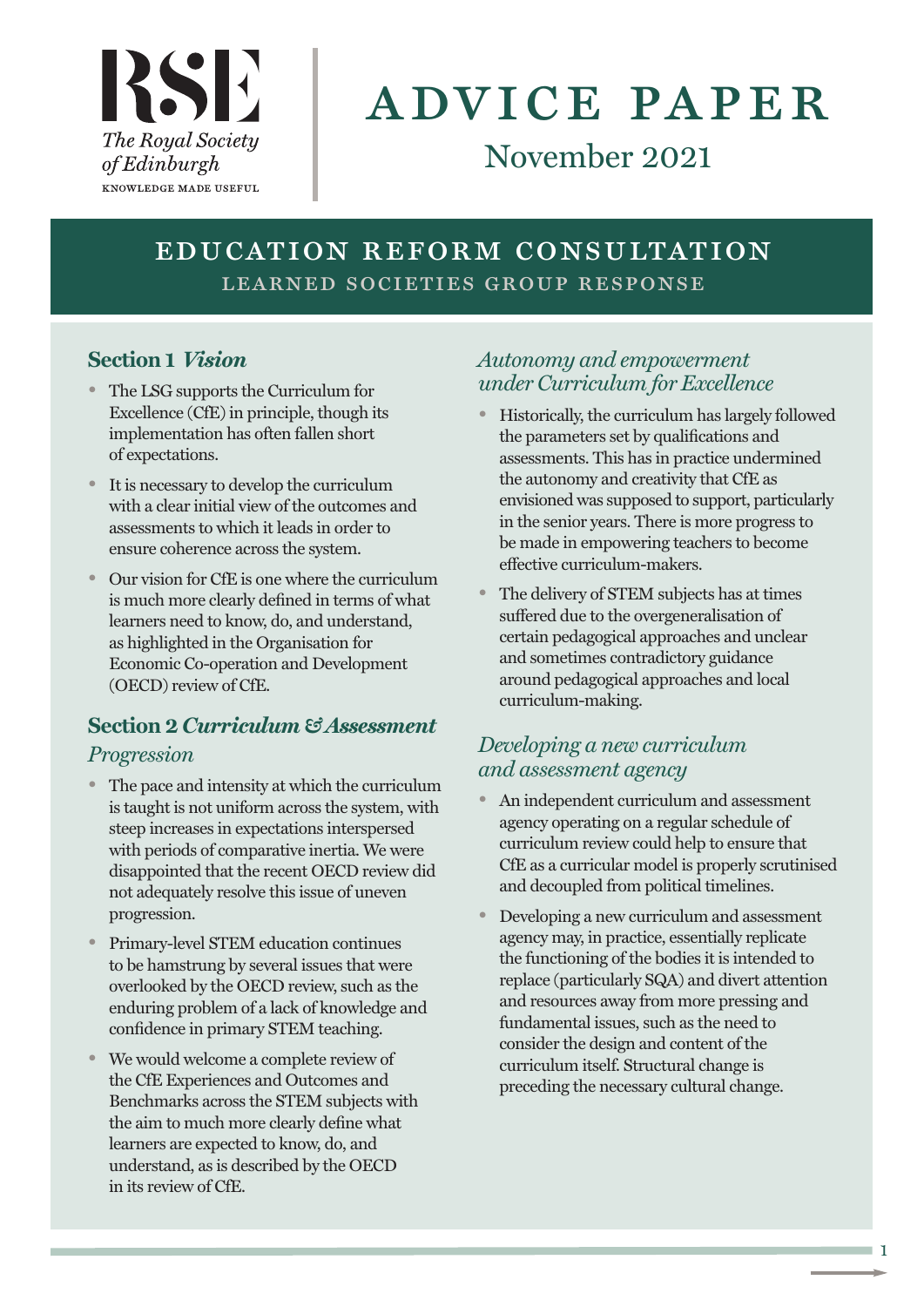RSE

*The Royal Society of Edinburgh*

KNOWLEDGE MADE USEFUL

# ADVICE PAPER

November 2021

## EDUCATION REFORM CONSULTATION

### LEARNED SOCIETIES GROUP RESPONSE

## Section 1 *Vision*

- The LSG supports the Curriculum for Excellence (CfE) in principle, though its implementation has often fallen short of expectations.
- It is necessary to develop the curriculum with a clear initial view of the outcomes and assessments to which it leads in order to ensure coherence across the system.
- Our vision for CfE is one where the curriculum is much more clearly defined in terms of what learners need to know, do, and understand, as highlighted in the Organisation for Economic Co-operation and Development (OECD) review of CfE.

## Section 2 *Curriculum & Assessment*

### *Progression*

- The pace and intensity at which the curriculum is taught is not uniform across the system, with steep increases in expectations interspersed with periods of comparative inertia. We were disappointed that the recent OECD review did not adequately resolve this issue of uneven progression.
- Primary-level STEM education continues to be hamstrung by several issues that were overlooked by the OECD review, such as the enduring problem of a lack of knowledge and confidence in primary STEM teaching.
- We would welcome a complete review of the CfE Experiences and Outcomes and Benchmarks across the STEM subjects with the aim to much more clearly define what learners are expected to know, do, and understand, as is described by the OECD in its review of CfE.

### *Autonomy and empowerment under Curriculum for Excellence*

- Historically, the curriculum has largely followed the parameters set by qualifications and assessments. This has in practice undermined the autonomy and creativity that CfE as envisioned was supposed to support, particularly in the senior years. There is more progress to be made in empowering teachers to become effective curriculum-makers.
- The delivery of STEM subjects has at times suffered due to the overgeneralisation of certain pedagogical approaches and unclear and sometimes contradictory guidance around pedagogical approaches and local curriculum-making.

### *Developing a new curriculum and assessment agency*

- An independent curriculum and assessment agency operating on a regular schedule of curriculum review could help to ensure that CfE as a curricular model is properly scrutinised and decoupled from political timelines.
- Developing a new curriculum and assessment agency may, in practice, essentially replicate the functioning of the bodies it is intended to replace (particularly SQA) and divert attention and resources away from more pressing and fundamental issues, such as the need to consider the design and content of the curriculum itself. Structural change is preceding the necessary cultural change.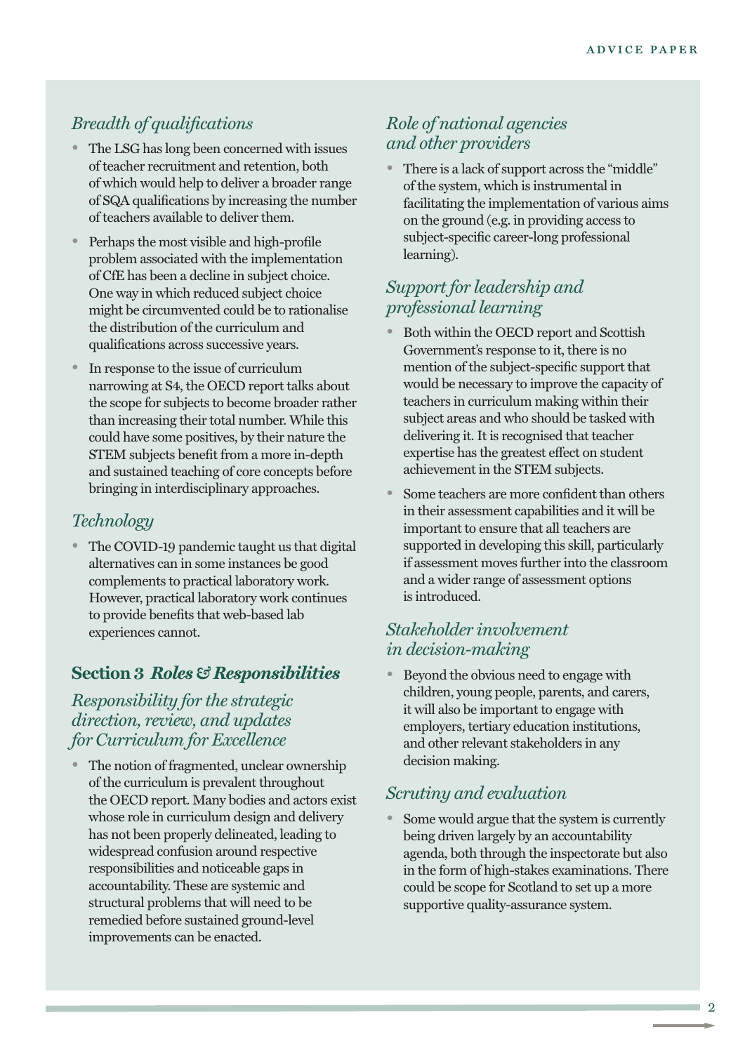### *Breadth of qualifications*

- The LSG has long been concerned with issues of teacher recruitment and retention, both of which would help to deliver a broader range of SQA qualifications by increasing the number of teachers available to deliver them.
- Perhaps the most visible and high-profile problem associated with the implementation of CfE has been a decline in subject choice. One way in which reduced subject choice might be circumvented could be to rationalise the distribution of the curriculum and qualifications across successive years.
- In response to the issue of curriculum narrowing at S4, the OECD report talks about the scope for subjects to become broader rather than increasing their total number. While this could have some positives, by their nature the STEM subjects benefit from a more in-depth and sustained teaching of core concepts before bringing in interdisciplinary approaches.

### *Technology*

- The COVID-19 pandemic taught us that digital alternatives can in some instances be good complements to practical laboratory work. However, practical laboratory work continues to provide benefits that web-based lab experiences cannot.

## Section 3 *Roles & Responsibilities*

### *Responsibility for the strategic direction, review, and updates for Curriculum for Excellence*

- The notion of fragmented, unclear ownership of the curriculum is prevalent throughout the OECD report. Many bodies and actors exist whose role in curriculum design and delivery has not been properly delineated, leading to widespread confusion around respective responsibilities and noticeable gaps in accountability. These are systemic and structural problems that will need to be remedied before sustained ground-level improvements can be enacted.

### *Role of national agencies and other providers*

- There is a lack of support across the "middle" of the system, which is instrumental in facilitating the implementation of various aims on the ground (e.g. in providing access to subject-specific career-long professional learning).

### *Support for leadership and professional learning*

- Both within the OECD report and Scottish Government's response to it, there is no mention of the subject-specific support that would be necessary to improve the capacity of teachers in curriculum making within their subject areas and who should be tasked with delivering it. It is recognised that teacher expertise has the greatest effect on student achievement in the STEM subjects.
- Some teachers are more confident than others in their assessment capabilities and it will be important to ensure that all teachers are supported in developing this skill, particularly if assessment moves further into the classroom and a wider range of assessment options is introduced.

### *Stakeholder involvement in decision-making*

- Beyond the obvious need to engage with children, young people, parents, and carers, it will also be important to engage with employers, tertiary education institutions, and other relevant stakeholders in any decision making.

### *Scrutiny and evaluation*

- Some would argue that the system is currently being driven largely by an accountability agenda, both through the inspectorate but also in the form of high-stakes examinations. There could be scope for Scotland to set up a more supportive quality-assurance system.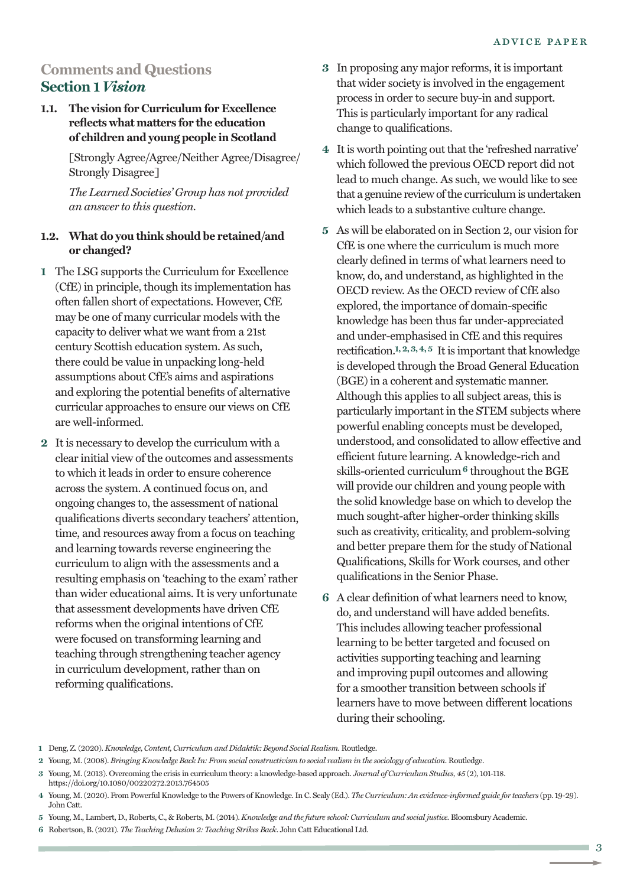## Comments and Questions
## Section 1 *Vision*

**1.1. The vision for Curriculum for Excellence reflects what matters for the education of children and young people in Scotland**

[Strongly Agree/Agree/Neither Agree/Disagree/ Strongly Disagree]

*The Learned Societies' Group has not provided an answer to this question.*

**1.2. What do you think should be retained/and or changed?**

**1** The LSG supports the Curriculum for Excellence (CfE) in principle, though its implementation has often fallen short of expectations. However, CfE may be one of many curricular models with the capacity to deliver what we want from a 21st century Scottish education system. As such, there could be value in unpacking long-held assumptions about CfE's aims and aspirations and exploring the potential benefits of alternative curricular approaches to ensure our views on CfE are well-informed.

**2** It is necessary to develop the curriculum with a clear initial view of the outcomes and assessments to which it leads in order to ensure coherence across the system. A continued focus on, and ongoing changes to, the assessment of national qualifications diverts secondary teachers' attention, time, and resources away from a focus on teaching and learning towards reverse engineering the curriculum to align with the assessments and a resulting emphasis on 'teaching to the exam' rather than wider educational aims. It is very unfortunate that assessment developments have driven CfE reforms when the original intentions of CfE were focused on transforming learning and teaching through strengthening teacher agency in curriculum development, rather than on reforming qualifications.

**3** In proposing any major reforms, it is important that wider society is involved in the engagement process in order to secure buy-in and support. This is particularly important for any radical change to qualifications.

**4** It is worth pointing out that the 'refreshed narrative' which followed the previous OECD report did not lead to much change. As such, we would like to see that a genuine review of the curriculum is undertaken which leads to a substantive culture change.

**5** As will be elaborated on in Section 2, our vision for CfE is one where the curriculum is much more clearly defined in terms of what learners need to know, do, and understand, as highlighted in the OECD review. As the OECD review of CfE also explored, the importance of domain-specific knowledge has been thus far under-appreciated and under-emphasised in CfE and this requires rectification.[1, 2, 3, 4, 5] It is important that knowledge is developed through the Broad General Education (BGE) in a coherent and systematic manner. Although this applies to all subject areas, this is particularly important in the STEM subjects where powerful enabling concepts must be developed, understood, and consolidated to allow effective and efficient future learning. A knowledge-rich and skills-oriented curriculum[6] throughout the BGE will provide our children and young people with the solid knowledge base on which to develop the much sought-after higher-order thinking skills such as creativity, criticality, and problem-solving and better prepare them for the study of National Qualifications, Skills for Work courses, and other qualifications in the Senior Phase.

**6** A clear definition of what learners need to know, do, and understand will have added benefits. This includes allowing teacher professional learning to be better targeted and focused on activities supporting teaching and learning and improving pupil outcomes and allowing for a smoother transition between schools if learners have to move between different locations during their schooling.

---

1 Deng, Z. (2020). *Knowledge, Content, Curriculum and Didaktik: Beyond Social Realism.* Routledge.

2 Young, M. (2008). *Bringing Knowledge Back In: From social constructivism to social realism in the sociology of education.* Routledge.

3 Young, M. (2013). Overcoming the crisis in curriculum theory: a knowledge-based approach. *Journal of Curriculum Studies, 45* (2), 101-118. https://doi.org/10.1080/00220272.2013.764505

4 Young, M. (2020). From Powerful Knowledge to the Powers of Knowledge. In C. Sealy (Ed.). *The Curriculum: An evidence-informed guide for teachers* (pp. 19-29). John Catt.

5 Young, M., Lambert, D., Roberts, C., & Roberts, M. (2014). *Knowledge and the future school: Curriculum and social justice.* Bloomsbury Academic.

6 Robertson, B. (2021). *The Teaching Delusion 2: Teaching Strikes Back.* John Catt Educational Ltd.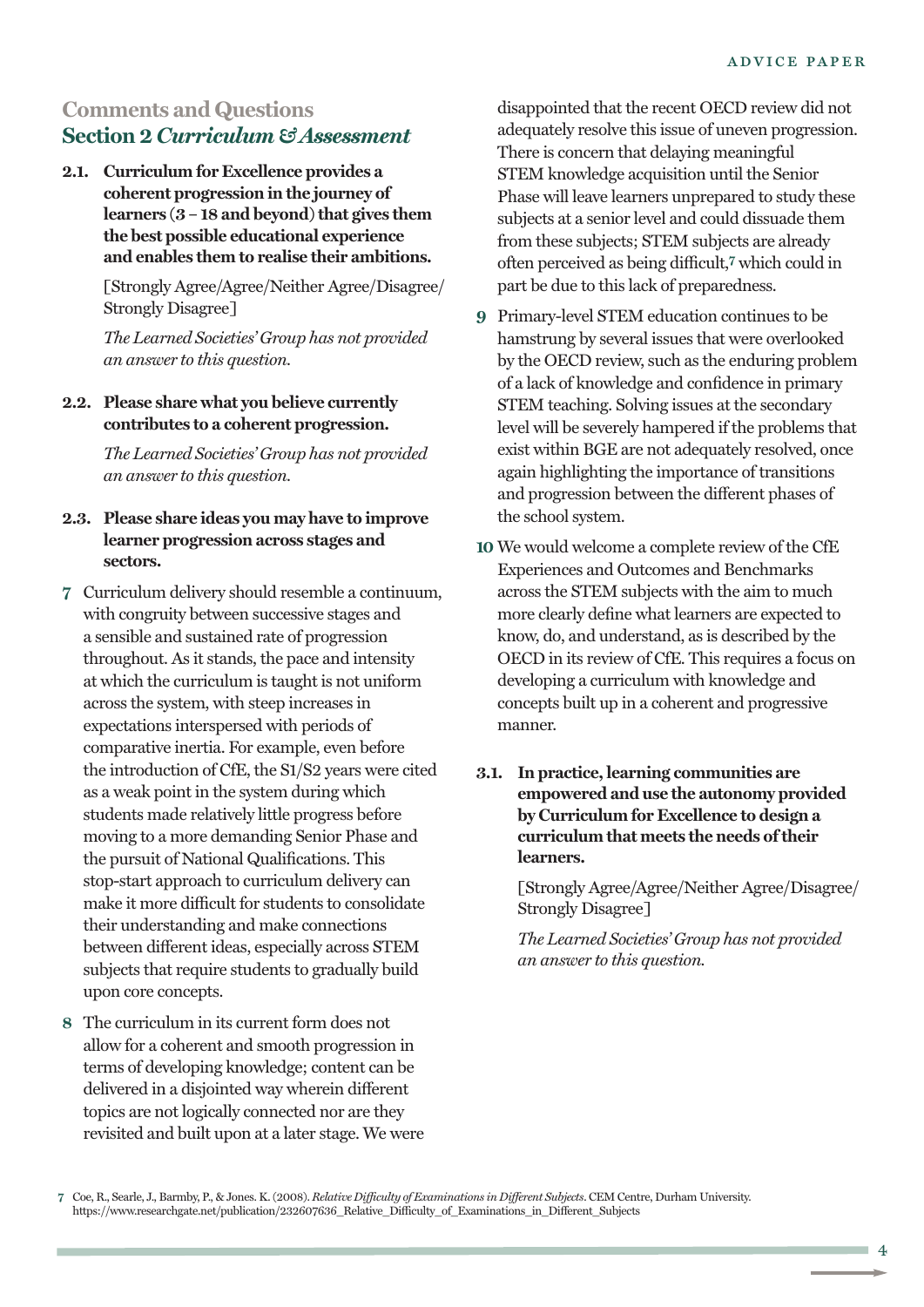## Comments and Questions

## Section 2 *Curriculum & Assessment*

**2.1. Curriculum for Excellence provides a coherent progression in the journey of learners (3 – 18 and beyond) that gives them the best possible educational experience and enables them to realise their ambitions.**

[Strongly Agree/Agree/Neither Agree/Disagree/Strongly Disagree]

*The Learned Societies' Group has not provided an answer to this question.*

**2.2. Please share what you believe currently contributes to a coherent progression.**

*The Learned Societies' Group has not provided an answer to this question.*

**2.3. Please share ideas you may have to improve learner progression across stages and sectors.**

**7** Curriculum delivery should resemble a continuum, with congruity between successive stages and a sensible and sustained rate of progression throughout. As it stands, the pace and intensity at which the curriculum is taught is not uniform across the system, with steep increases in expectations interspersed with periods of comparative inertia. For example, even before the introduction of CfE, the S1/S2 years were cited as a weak point in the system during which students made relatively little progress before moving to a more demanding Senior Phase and the pursuit of National Qualifications. This stop-start approach to curriculum delivery can make it more difficult for students to consolidate their understanding and make connections between different ideas, especially across STEM subjects that require students to gradually build upon core concepts.

**8** The curriculum in its current form does not allow for a coherent and smooth progression in terms of developing knowledge; content can be delivered in a disjointed way wherein different topics are not logically connected nor are they revisited and built upon at a later stage. We were disappointed that the recent OECD review did not adequately resolve this issue of uneven progression. There is concern that delaying meaningful STEM knowledge acquisition until the Senior Phase will leave learners unprepared to study these subjects at a senior level and could dissuade them from these subjects; STEM subjects are already often perceived as being difficult,[7] which could in part be due to this lack of preparedness.

**9** Primary-level STEM education continues to be hamstrung by several issues that were overlooked by the OECD review, such as the enduring problem of a lack of knowledge and confidence in primary STEM teaching. Solving issues at the secondary level will be severely hampered if the problems that exist within BGE are not adequately resolved, once again highlighting the importance of transitions and progression between the different phases of the school system.

**10** We would welcome a complete review of the CfE Experiences and Outcomes and Benchmarks across the STEM subjects with the aim to much more clearly define what learners are expected to know, do, and understand, as is described by the OECD in its review of CfE. This requires a focus on developing a curriculum with knowledge and concepts built up in a coherent and progressive manner.

**3.1. In practice, learning communities are empowered and use the autonomy provided by Curriculum for Excellence to design a curriculum that meets the needs of their learners.**

[Strongly Agree/Agree/Neither Agree/Disagree/Strongly Disagree]

*The Learned Societies' Group has not provided an answer to this question.*

---

**7** Coe, R., Searle, J., Barmby, P., & Jones. K. (2008). *Relative Difficulty of Examinations in Different Subjects*. CEM Centre, Durham University. https://www.researchgate.net/publication/232607636_Relative_Difficulty_of_Examinations_in_Different_Subjects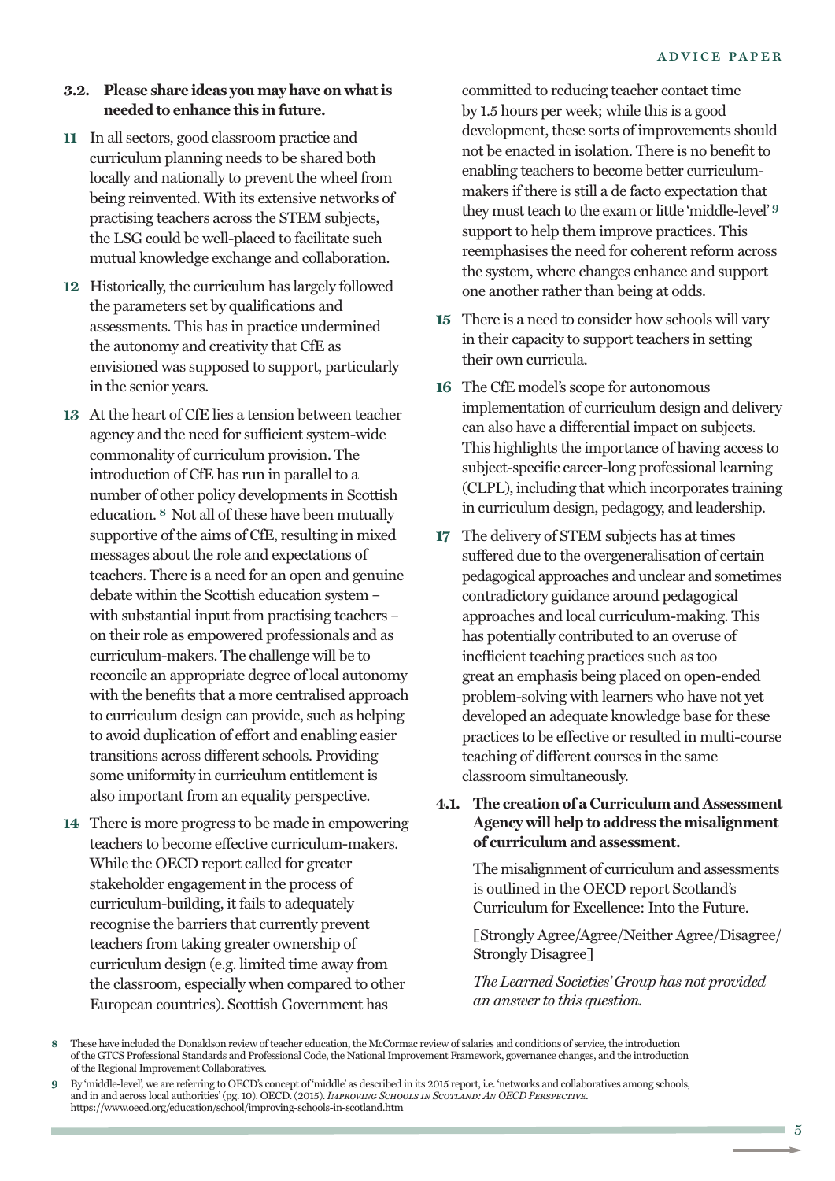### 3.2. Please share ideas you may have on what is needed to enhance this in future.

**11** In all sectors, good classroom practice and curriculum planning needs to be shared both locally and nationally to prevent the wheel from being reinvented. With its extensive networks of practising teachers across the STEM subjects, the LSG could be well-placed to facilitate such mutual knowledge exchange and collaboration.

**12** Historically, the curriculum has largely followed the parameters set by qualifications and assessments. This has in practice undermined the autonomy and creativity that CfE as envisioned was supposed to support, particularly in the senior years.

**13** At the heart of CfE lies a tension between teacher agency and the need for sufficient system-wide commonality of curriculum provision. The introduction of CfE has run in parallel to a number of other policy developments in Scottish education.[8] Not all of these have been mutually supportive of the aims of CfE, resulting in mixed messages about the role and expectations of teachers. There is a need for an open and genuine debate within the Scottish education system – with substantial input from practising teachers – on their role as empowered professionals and as curriculum-makers. The challenge will be to reconcile an appropriate degree of local autonomy with the benefits that a more centralised approach to curriculum design can provide, such as helping to avoid duplication of effort and enabling easier transitions across different schools. Providing some uniformity in curriculum entitlement is also important from an equality perspective.

**14** There is more progress to be made in empowering teachers to become effective curriculum-makers. While the OECD report called for greater stakeholder engagement in the process of curriculum-building, it fails to adequately recognise the barriers that currently prevent teachers from taking greater ownership of curriculum design (e.g. limited time away from the classroom, especially when compared to other European countries). Scottish Government has committed to reducing teacher contact time by 1.5 hours per week; while this is a good development, these sorts of improvements should not be enacted in isolation. There is no benefit to enabling teachers to become better curriculum-makers if there is still a de facto expectation that they must teach to the exam or little 'middle-level'[9] support to help them improve practices. This reemphasises the need for coherent reform across the system, where changes enhance and support one another rather than being at odds.

**15** There is a need to consider how schools will vary in their capacity to support teachers in setting their own curricula.

**16** The CfE model's scope for autonomous implementation of curriculum design and delivery can also have a differential impact on subjects. This highlights the importance of having access to subject-specific career-long professional learning (CLPL), including that which incorporates training in curriculum design, pedagogy, and leadership.

**17** The delivery of STEM subjects has at times suffered due to the overgeneralisation of certain pedagogical approaches and unclear and sometimes contradictory guidance around pedagogical approaches and local curriculum-making. This has potentially contributed to an overuse of inefficient teaching practices such as too great an emphasis being placed on open-ended problem-solving with learners who have not yet developed an adequate knowledge base for these practices to be effective or resulted in multi-course teaching of different courses in the same classroom simultaneously.

### 4.1. The creation of a Curriculum and Assessment Agency will help to address the misalignment of curriculum and assessment.

The misalignment of curriculum and assessments is outlined in the OECD report Scotland's Curriculum for Excellence: Into the Future.

[Strongly Agree/Agree/Neither Agree/Disagree/Strongly Disagree]

*The Learned Societies' Group has not provided an answer to this question.*

---

8 These have included the Donaldson review of teacher education, the McCormac review of salaries and conditions of service, the introduction of the GTCS Professional Standards and Professional Code, the National Improvement Framework, governance changes, and the introduction of the Regional Improvement Collaboratives.

9 By 'middle-level', we are referring to OECD's concept of 'middle' as described in its 2015 report, i.e. 'networks and collaboratives among schools, and in and across local authorities' (pg. 10). OECD. (2015). *Improving Schools in Scotland: An OECD Perspective*. https://www.oecd.org/education/school/improving-schools-in-scotland.htm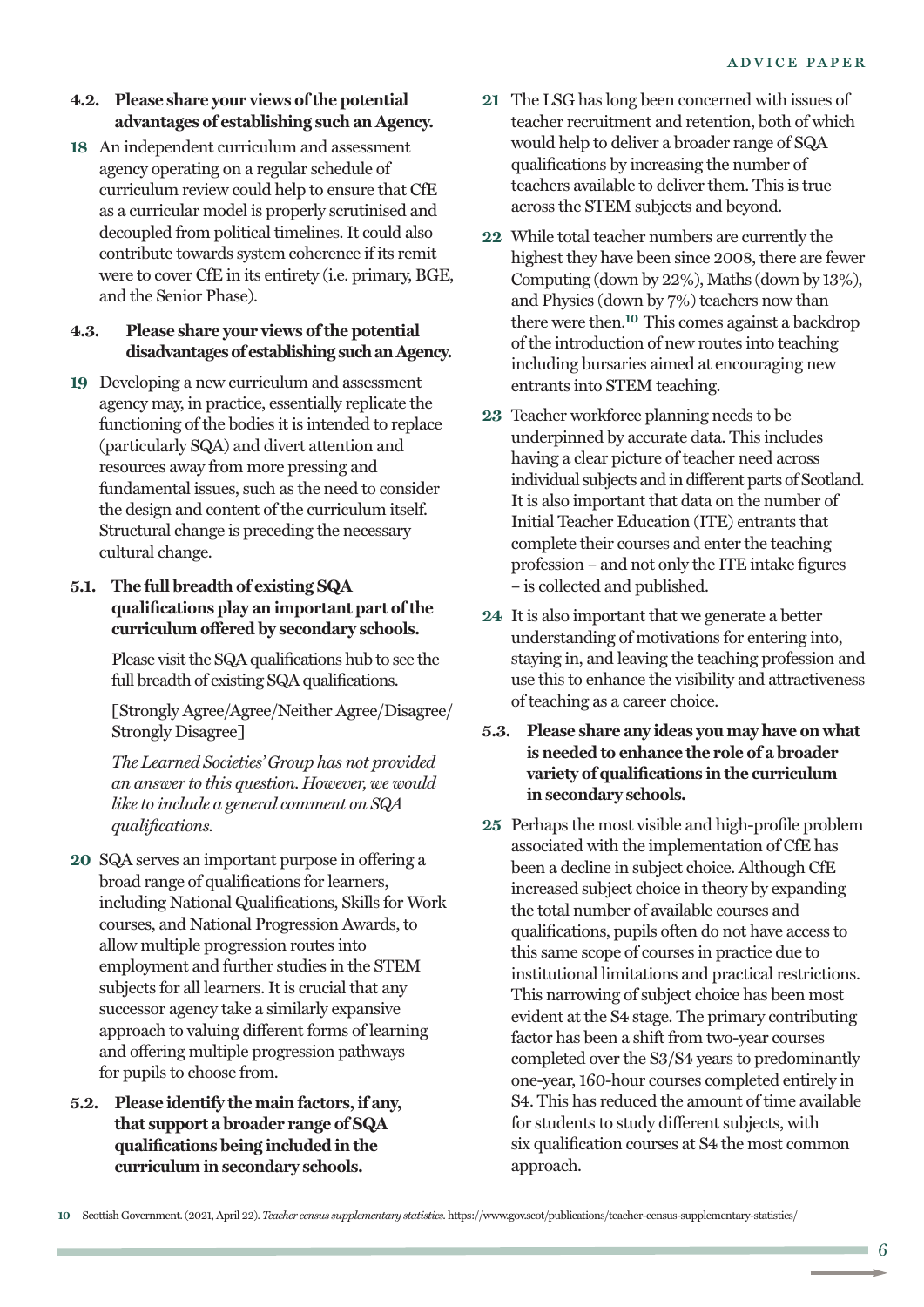**4.2. Please share your views of the potential advantages of establishing such an Agency.**

**18** An independent curriculum and assessment agency operating on a regular schedule of curriculum review could help to ensure that CfE as a curricular model is properly scrutinised and decoupled from political timelines. It could also contribute towards system coherence if its remit were to cover CfE in its entirety (i.e. primary, BGE, and the Senior Phase).

**4.3. Please share your views of the potential disadvantages of establishing such an Agency.**

**19** Developing a new curriculum and assessment agency may, in practice, essentially replicate the functioning of the bodies it is intended to replace (particularly SQA) and divert attention and resources away from more pressing and fundamental issues, such as the need to consider the design and content of the curriculum itself. Structural change is preceding the necessary cultural change.

**5.1. The full breadth of existing SQA qualifications play an important part of the curriculum offered by secondary schools.**

Please visit the SQA qualifications hub to see the full breadth of existing SQA qualifications.

[Strongly Agree/Agree/Neither Agree/Disagree/Strongly Disagree]

*The Learned Societies' Group has not provided an answer to this question. However, we would like to include a general comment on SQA qualifications.*

**20** SQA serves an important purpose in offering a broad range of qualifications for learners, including National Qualifications, Skills for Work courses, and National Progression Awards, to allow multiple progression routes into employment and further studies in the STEM subjects for all learners. It is crucial that any successor agency take a similarly expansive approach to valuing different forms of learning and offering multiple progression pathways for pupils to choose from.

**5.2. Please identify the main factors, if any, that support a broader range of SQA qualifications being included in the curriculum in secondary schools.**

**21** The LSG has long been concerned with issues of teacher recruitment and retention, both of which would help to deliver a broader range of SQA qualifications by increasing the number of teachers available to deliver them. This is true across the STEM subjects and beyond.

**22** While total teacher numbers are currently the highest they have been since 2008, there are fewer Computing (down by 22%), Maths (down by 13%), and Physics (down by 7%) teachers now than there were then.[10] This comes against a backdrop of the introduction of new routes into teaching including bursaries aimed at encouraging new entrants into STEM teaching.

**23** Teacher workforce planning needs to be underpinned by accurate data. This includes having a clear picture of teacher need across individual subjects and in different parts of Scotland. It is also important that data on the number of Initial Teacher Education (ITE) entrants that complete their courses and enter the teaching profession – and not only the ITE intake figures – is collected and published.

**24** It is also important that we generate a better understanding of motivations for entering into, staying in, and leaving the teaching profession and use this to enhance the visibility and attractiveness of teaching as a career choice.

**5.3. Please share any ideas you may have on what is needed to enhance the role of a broader variety of qualifications in the curriculum in secondary schools.**

**25** Perhaps the most visible and high-profile problem associated with the implementation of CfE has been a decline in subject choice. Although CfE increased subject choice in theory by expanding the total number of available courses and qualifications, pupils often do not have access to this same scope of courses in practice due to institutional limitations and practical restrictions. This narrowing of subject choice has been most evident at the S4 stage. The primary contributing factor has been a shift from two-year courses completed over the S3/S4 years to predominantly one-year, 160-hour courses completed entirely in S4. This has reduced the amount of time available for students to study different subjects, with six qualification courses at S4 the most common approach.

---

10 Scottish Government. (2021, April 22). *Teacher census supplementary statistics.* https://www.gov.scot/publications/teacher-census-supplementary-statistics/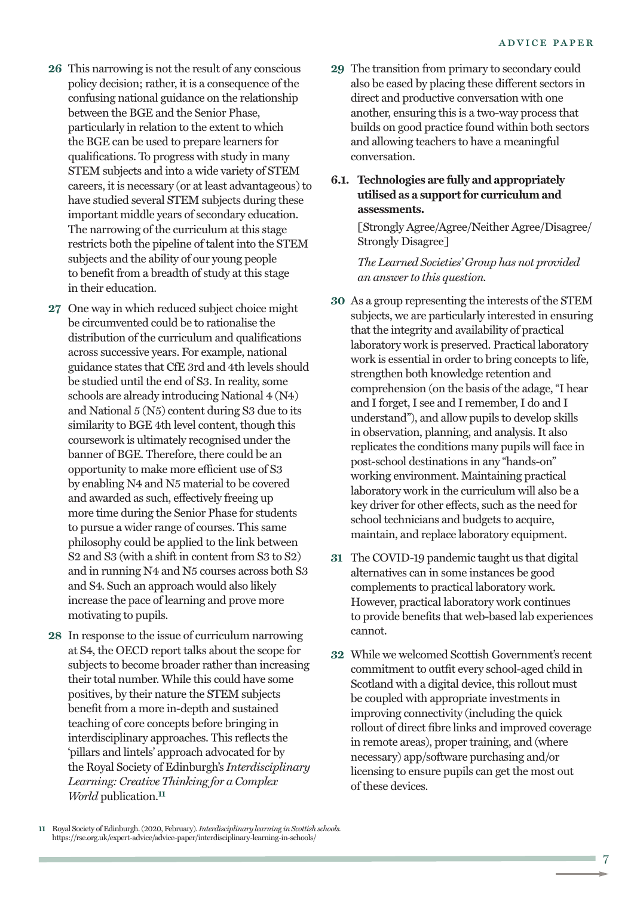**26** This narrowing is not the result of any conscious policy decision; rather, it is a consequence of the confusing national guidance on the relationship between the BGE and the Senior Phase, particularly in relation to the extent to which the BGE can be used to prepare learners for qualifications. To progress with study in many STEM subjects and into a wide variety of STEM careers, it is necessary (or at least advantageous) to have studied several STEM subjects during these important middle years of secondary education. The narrowing of the curriculum at this stage restricts both the pipeline of talent into the STEM subjects and the ability of our young people to benefit from a breadth of study at this stage in their education.

**27** One way in which reduced subject choice might be circumvented could be to rationalise the distribution of the curriculum and qualifications across successive years. For example, national guidance states that CfE 3rd and 4th levels should be studied until the end of S3. In reality, some schools are already introducing National 4 (N4) and National 5 (N5) content during S3 due to its similarity to BGE 4th level content, though this coursework is ultimately recognised under the banner of BGE. Therefore, there could be an opportunity to make more efficient use of S3 by enabling N4 and N5 material to be covered and awarded as such, effectively freeing up more time during the Senior Phase for students to pursue a wider range of courses. This same philosophy could be applied to the link between S2 and S3 (with a shift in content from S3 to S2) and in running N4 and N5 courses across both S3 and S4. Such an approach would also likely increase the pace of learning and prove more motivating to pupils.

**28** In response to the issue of curriculum narrowing at S4, the OECD report talks about the scope for subjects to become broader rather than increasing their total number. While this could have some positives, by their nature the STEM subjects benefit from a more in-depth and sustained teaching of core concepts before bringing in interdisciplinary approaches. This reflects the 'pillars and lintels' approach advocated for by the Royal Society of Edinburgh's *Interdisciplinary Learning: Creative Thinking for a Complex World* publication.[11]

**29** The transition from primary to secondary could also be eased by placing these different sectors in direct and productive conversation with one another, ensuring this is a two-way process that builds on good practice found within both sectors and allowing teachers to have a meaningful conversation.

**6.1. Technologies are fully and appropriately utilised as a support for curriculum and assessments.**

[Strongly Agree/Agree/Neither Agree/Disagree/Strongly Disagree]

*The Learned Societies' Group has not provided an answer to this question.*

**30** As a group representing the interests of the STEM subjects, we are particularly interested in ensuring that the integrity and availability of practical laboratory work is preserved. Practical laboratory work is essential in order to bring concepts to life, strengthen both knowledge retention and comprehension (on the basis of the adage, "I hear and I forget, I see and I remember, I do and I understand"), and allow pupils to develop skills in observation, planning, and analysis. It also replicates the conditions many pupils will face in post-school destinations in any "hands-on" working environment. Maintaining practical laboratory work in the curriculum will also be a key driver for other effects, such as the need for school technicians and budgets to acquire, maintain, and replace laboratory equipment.

**31** The COVID-19 pandemic taught us that digital alternatives can in some instances be good complements to practical laboratory work. However, practical laboratory work continues to provide benefits that web-based lab experiences cannot.

**32** While we welcomed Scottish Government's recent commitment to outfit every school-aged child in Scotland with a digital device, this rollout must be coupled with appropriate investments in improving connectivity (including the quick rollout of direct fibre links and improved coverage in remote areas), proper training, and (where necessary) app/software purchasing and/or licensing to ensure pupils can get the most out of these devices.

---

11 Royal Society of Edinburgh. (2020, February). *Interdisciplinary learning in Scottish schools.* https://rse.org.uk/expert-advice/advice-paper/interdisciplinary-learning-in-schools/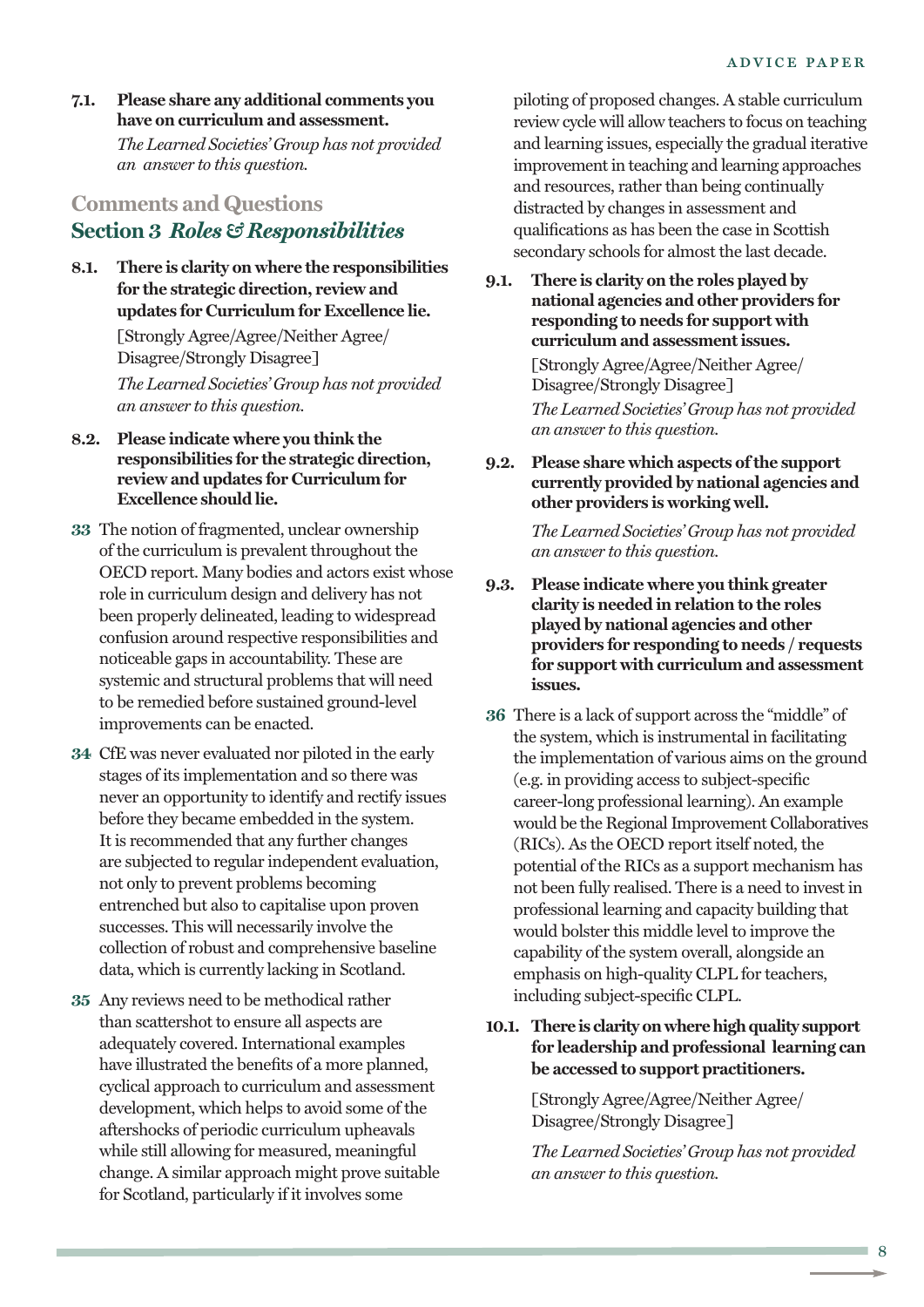**7.1. Please share any additional comments you have on curriculum and assessment.**

*The Learned Societies' Group has not provided an answer to this question.*

## Comments and Questions
## Section 3 *Roles & Responsibilities*

**8.1. There is clarity on where the responsibilities for the strategic direction, review and updates for Curriculum for Excellence lie.**

[Strongly Agree/Agree/Neither Agree/ Disagree/Strongly Disagree]

*The Learned Societies' Group has not provided an answer to this question.*

**8.2. Please indicate where you think the responsibilities for the strategic direction, review and updates for Curriculum for Excellence should lie.**

**33** The notion of fragmented, unclear ownership of the curriculum is prevalent throughout the OECD report. Many bodies and actors exist whose role in curriculum design and delivery has not been properly delineated, leading to widespread confusion around respective responsibilities and noticeable gaps in accountability. These are systemic and structural problems that will need to be remedied before sustained ground-level improvements can be enacted.

**34** CfE was never evaluated nor piloted in the early stages of its implementation and so there was never an opportunity to identify and rectify issues before they became embedded in the system. It is recommended that any further changes are subjected to regular independent evaluation, not only to prevent problems becoming entrenched but also to capitalise upon proven successes. This will necessarily involve the collection of robust and comprehensive baseline data, which is currently lacking in Scotland.

**35** Any reviews need to be methodical rather than scattershot to ensure all aspects are adequately covered. International examples have illustrated the benefits of a more planned, cyclical approach to curriculum and assessment development, which helps to avoid some of the aftershocks of periodic curriculum upheavals while still allowing for measured, meaningful change. A similar approach might prove suitable for Scotland, particularly if it involves some piloting of proposed changes. A stable curriculum review cycle will allow teachers to focus on teaching and learning issues, especially the gradual iterative improvement in teaching and learning approaches and resources, rather than being continually distracted by changes in assessment and qualifications as has been the case in Scottish secondary schools for almost the last decade.

**9.1. There is clarity on the roles played by national agencies and other providers for responding to needs for support with curriculum and assessment issues.**

[Strongly Agree/Agree/Neither Agree/ Disagree/Strongly Disagree]

*The Learned Societies' Group has not provided an answer to this question.*

**9.2. Please share which aspects of the support currently provided by national agencies and other providers is working well.**

*The Learned Societies' Group has not provided an answer to this question.*

**9.3. Please indicate where you think greater clarity is needed in relation to the roles played by national agencies and other providers for responding to needs / requests for support with curriculum and assessment issues.**

**36** There is a lack of support across the "middle" of the system, which is instrumental in facilitating the implementation of various aims on the ground (e.g. in providing access to subject-specific career-long professional learning). An example would be the Regional Improvement Collaboratives (RICs). As the OECD report itself noted, the potential of the RICs as a support mechanism has not been fully realised. There is a need to invest in professional learning and capacity building that would bolster this middle level to improve the capability of the system overall, alongside an emphasis on high-quality CLPL for teachers, including subject-specific CLPL.

**10.1. There is clarity on where high quality support for leadership and professional learning can be accessed to support practitioners.**

[Strongly Agree/Agree/Neither Agree/ Disagree/Strongly Disagree]

*The Learned Societies' Group has not provided an answer to this question.*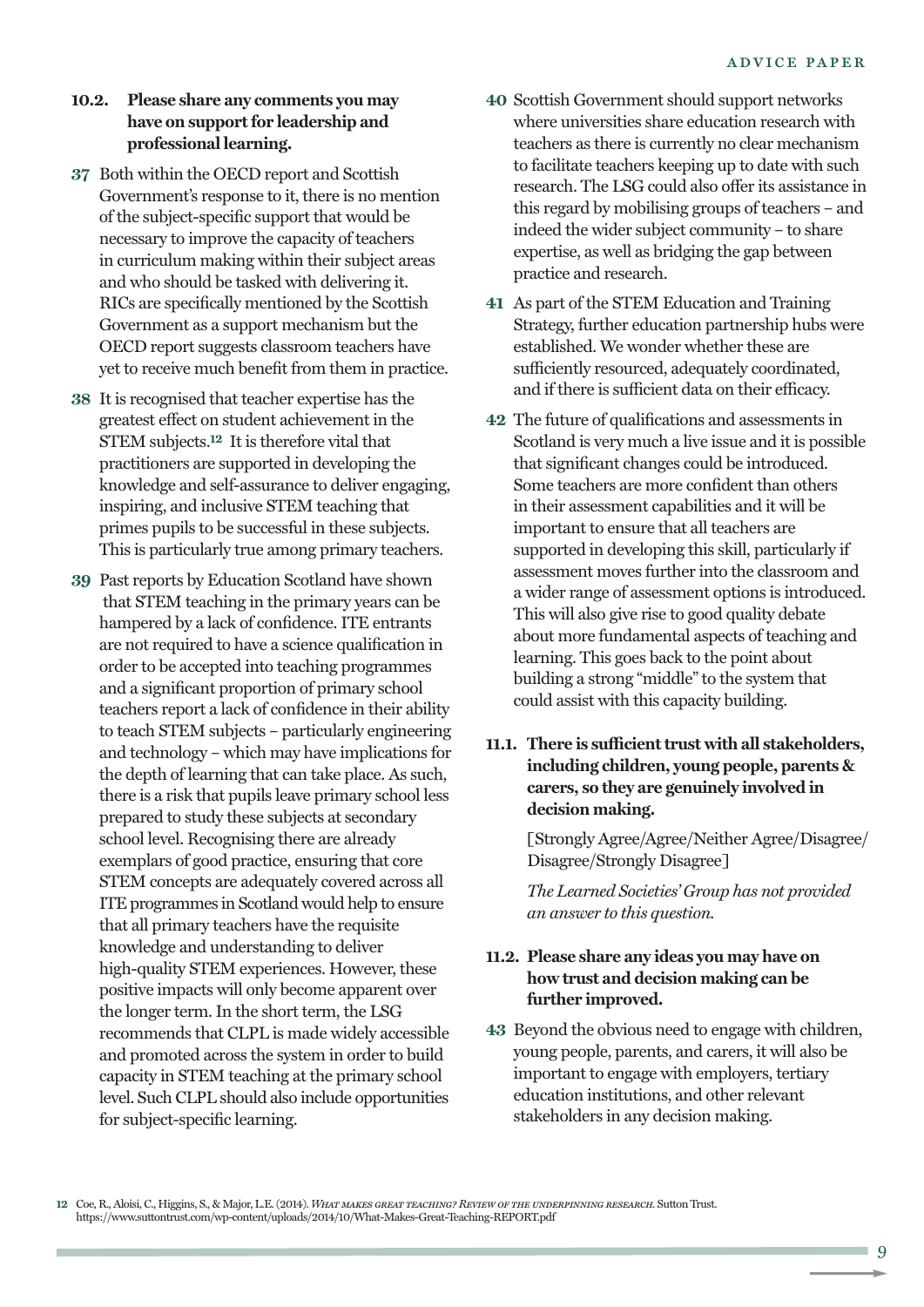**10.2. Please share any comments you may have on support for leadership and professional learning.**

**37** Both within the OECD report and Scottish Government's response to it, there is no mention of the subject-specific support that would be necessary to improve the capacity of teachers in curriculum making within their subject areas and who should be tasked with delivering it. RICs are specifically mentioned by the Scottish Government as a support mechanism but the OECD report suggests classroom teachers have yet to receive much benefit from them in practice.

**38** It is recognised that teacher expertise has the greatest effect on student achievement in the STEM subjects.[12] It is therefore vital that practitioners are supported in developing the knowledge and self-assurance to deliver engaging, inspiring, and inclusive STEM teaching that primes pupils to be successful in these subjects. This is particularly true among primary teachers.

**39** Past reports by Education Scotland have shown that STEM teaching in the primary years can be hampered by a lack of confidence. ITE entrants are not required to have a science qualification in order to be accepted into teaching programmes and a significant proportion of primary school teachers report a lack of confidence in their ability to teach STEM subjects – particularly engineering and technology – which may have implications for the depth of learning that can take place. As such, there is a risk that pupils leave primary school less prepared to study these subjects at secondary school level. Recognising there are already exemplars of good practice, ensuring that core STEM concepts are adequately covered across all ITE programmes in Scotland would help to ensure that all primary teachers have the requisite knowledge and understanding to deliver high-quality STEM experiences. However, these positive impacts will only become apparent over the longer term. In the short term, the LSG recommends that CLPL is made widely accessible and promoted across the system in order to build capacity in STEM teaching at the primary school level. Such CLPL should also include opportunities for subject-specific learning.

**40** Scottish Government should support networks where universities share education research with teachers as there is currently no clear mechanism to facilitate teachers keeping up to date with such research. The LSG could also offer its assistance in this regard by mobilising groups of teachers – and indeed the wider subject community – to share expertise, as well as bridging the gap between practice and research.

**41** As part of the STEM Education and Training Strategy, further education partnership hubs were established. We wonder whether these are sufficiently resourced, adequately coordinated, and if there is sufficient data on their efficacy.

**42** The future of qualifications and assessments in Scotland is very much a live issue and it is possible that significant changes could be introduced. Some teachers are more confident than others in their assessment capabilities and it will be important to ensure that all teachers are supported in developing this skill, particularly if assessment moves further into the classroom and a wider range of assessment options is introduced. This will also give rise to good quality debate about more fundamental aspects of teaching and learning. This goes back to the point about building a strong "middle" to the system that could assist with this capacity building.

**11.1. There is sufficient trust with all stakeholders, including children, young people, parents & carers, so they are genuinely involved in decision making.**

[Strongly Agree/Agree/Neither Agree/Disagree/Disagree/Strongly Disagree]

*The Learned Societies' Group has not provided an answer to this question.*

**11.2. Please share any ideas you may have on how trust and decision making can be further improved.**

**43** Beyond the obvious need to engage with children, young people, parents, and carers, it will also be important to engage with employers, tertiary education institutions, and other relevant stakeholders in any decision making.

---

12 Coe, R., Aloisi, C., Higgins, S., & Major, L.E. (2014). *What makes great teaching? Review of the underpinning research.* Sutton Trust. https://www.suttontrust.com/wp-content/uploads/2014/10/What-Makes-Great-Teaching-REPORT.pdf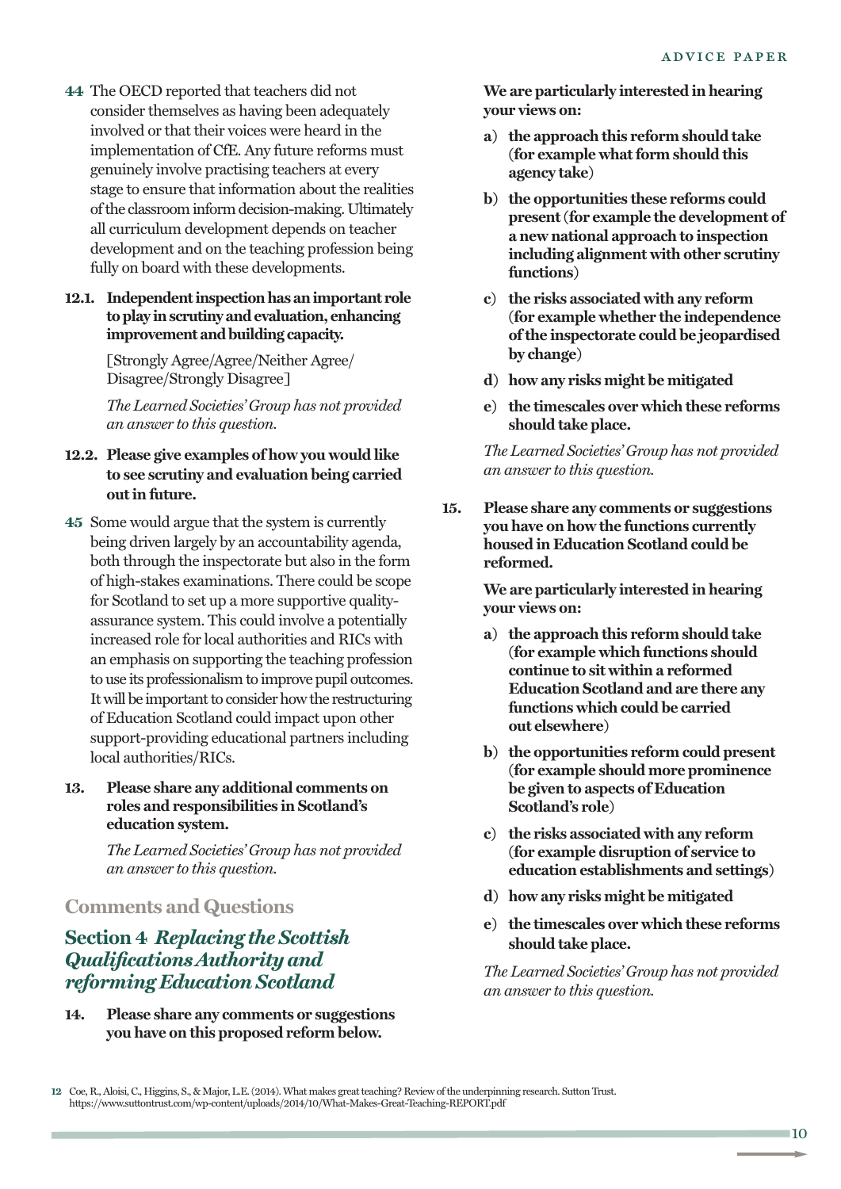44 The OECD reported that teachers did not consider themselves as having been adequately involved or that their voices were heard in the implementation of CfE. Any future reforms must genuinely involve practising teachers at every stage to ensure that information about the realities of the classroom inform decision-making. Ultimately all curriculum development depends on teacher development and on the teaching profession being fully on board with these developments.

**12.1. Independent inspection has an important role to play in scrutiny and evaluation, enhancing improvement and building capacity.**

[Strongly Agree/Agree/Neither Agree/ Disagree/Strongly Disagree]

*The Learned Societies' Group has not provided an answer to this question.*

**12.2. Please give examples of how you would like to see scrutiny and evaluation being carried out in future.**

45 Some would argue that the system is currently being driven largely by an accountability agenda, both through the inspectorate but also in the form of high-stakes examinations. There could be scope for Scotland to set up a more supportive quality-assurance system. This could involve a potentially increased role for local authorities and RICs with an emphasis on supporting the teaching profession to use its professionalism to improve pupil outcomes. It will be important to consider how the restructuring of Education Scotland could impact upon other support-providing educational partners including local authorities/RICs.

**13. Please share any additional comments on roles and responsibilities in Scotland's education system.**

*The Learned Societies' Group has not provided an answer to this question.*

## Comments and Questions

## Section 4 *Replacing the Scottish Qualifications Authority and reforming Education Scotland*

**14. Please share any comments or suggestions you have on this proposed reform below.**

**We are particularly interested in hearing your views on:**

- **a) the approach this reform should take (for example what form should this agency take)**
- **b) the opportunities these reforms could present (for example the development of a new national approach to inspection including alignment with other scrutiny functions)**
- **c) the risks associated with any reform (for example whether the independence of the inspectorate could be jeopardised by change)**
- **d) how any risks might be mitigated**
- **e) the timescales over which these reforms should take place.**

*The Learned Societies' Group has not provided an answer to this question.*

**15. Please share any comments or suggestions you have on how the functions currently housed in Education Scotland could be reformed.**

**We are particularly interested in hearing your views on:**

- **a) the approach this reform should take (for example which functions should continue to sit within a reformed Education Scotland and are there any functions which could be carried out elsewhere)**
- **b) the opportunities reform could present (for example should more prominence be given to aspects of Education Scotland's role)**
- **c) the risks associated with any reform (for example disruption of service to education establishments and settings)**
- **d) how any risks might be mitigated**
- **e) the timescales over which these reforms should take place.**

*The Learned Societies' Group has not provided an answer to this question.*

12 Coe, R., Aloisi, C., Higgins, S., & Major, L.E. (2014). What makes great teaching? Review of the underpinning research. Sutton Trust. https://www.suttontrust.com/wp-content/uploads/2014/10/What-Makes-Great-Teaching-REPORT.pdf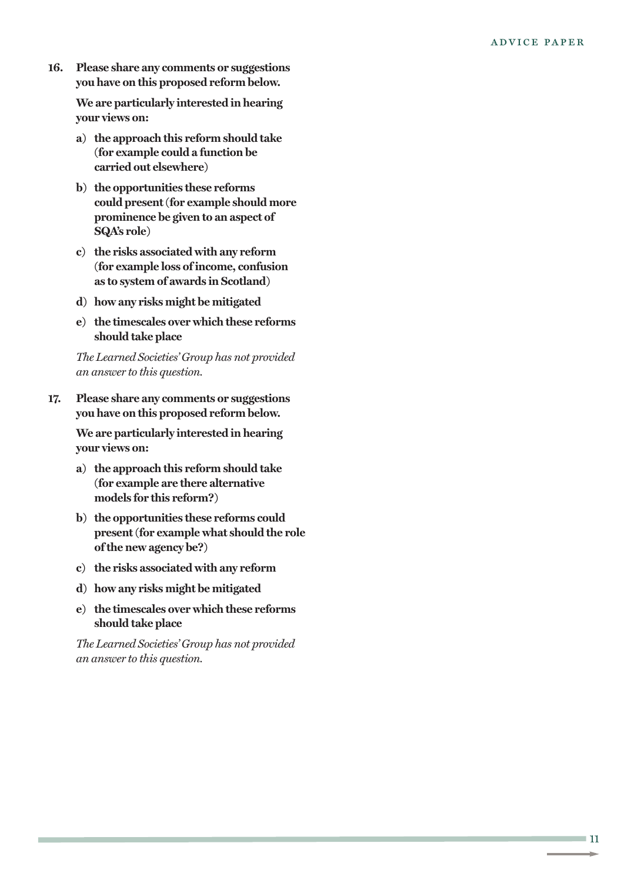**16. Please share any comments or suggestions you have on this proposed reform below.**

**We are particularly interested in hearing your views on:**

- **a) the approach this reform should take (for example could a function be carried out elsewhere)**
- **b) the opportunities these reforms could present (for example should more prominence be given to an aspect of SQA's role)**
- **c) the risks associated with any reform (for example loss of income, confusion as to system of awards in Scotland)**
- **d) how any risks might be mitigated**
- **e) the timescales over which these reforms should take place**

*The Learned Societies' Group has not provided an answer to this question.*

**17. Please share any comments or suggestions you have on this proposed reform below.**

**We are particularly interested in hearing your views on:**

- **a) the approach this reform should take (for example are there alternative models for this reform?)**
- **b) the opportunities these reforms could present (for example what should the role of the new agency be?)**
- **c) the risks associated with any reform**
- **d) how any risks might be mitigated**
- **e) the timescales over which these reforms should take place**

*The Learned Societies' Group has not provided an answer to this question.*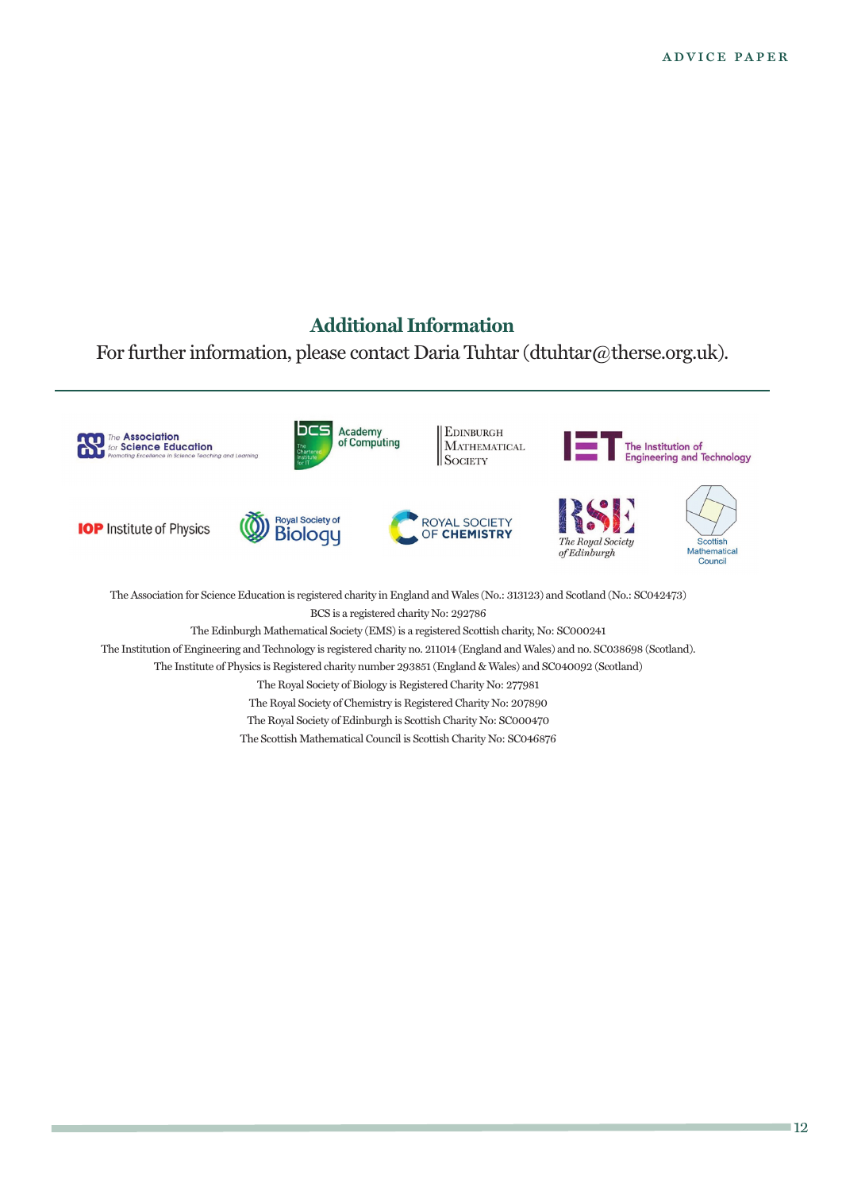## Additional Information

For further information, please contact Daria Tuhtar (dtuhtar@therse.org.uk).

The Association for Science Education is registered charity in England and Wales (No.: 313123) and Scotland (No.: SC042473)

BCS is a registered charity No: 292786

The Edinburgh Mathematical Society (EMS) is a registered Scottish charity, No: SC000241

The Institution of Engineering and Technology is registered charity no. 211014 (England and Wales) and no. SC038698 (Scotland).

The Institute of Physics is Registered charity number 293851 (England & Wales) and SC040092 (Scotland)

The Royal Society of Biology is Registered Charity No: 277981

The Royal Society of Chemistry is Registered Charity No: 207890

The Royal Society of Edinburgh is Scottish Charity No: SC000470

The Scottish Mathematical Council is Scottish Charity No: SC046876